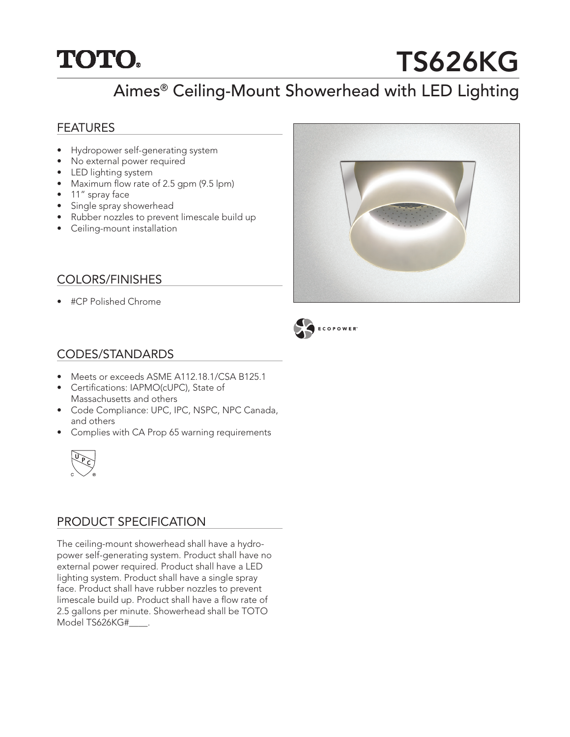TOTO®

# TS626KG

## Aimes® Ceiling-Mount Showerhead with LED Lighting

### FEATURES

- Hydropower self-generating system
- No external power required
- LED lighting system
- Maximum flow rate of 2.5 gpm (9.5 lpm)
- 11" spray face
- Single spray showerhead
- Rubber nozzles to prevent limescale build up
- Ceiling-mount installation

### COLORS/FINISHES

- #CP Polished Chrome

ECOPOWER™

### CODES/STANDARDS

- Meets or exceeds ASME A112.18.1/CSA B125.1
- Certifications: IAPMO(cUPC), State of Massachusetts and others
- Code Compliance: UPC, IPC, NSPC, NPC Canada, and others
- Complies with CA Prop 65 warning requirements

### PRODUCT SPECIFICATION

The ceiling-mount showerhead shall have a hydro-power self-generating system. Product shall have no external power required. Product shall have a LED lighting system. Product shall have a single spray face. Product shall have rubber nozzles to prevent limescale build up. Product shall have a flow rate of 2.5 gallons per minute. Showerhead shall be TOTO Model TS626KG#____.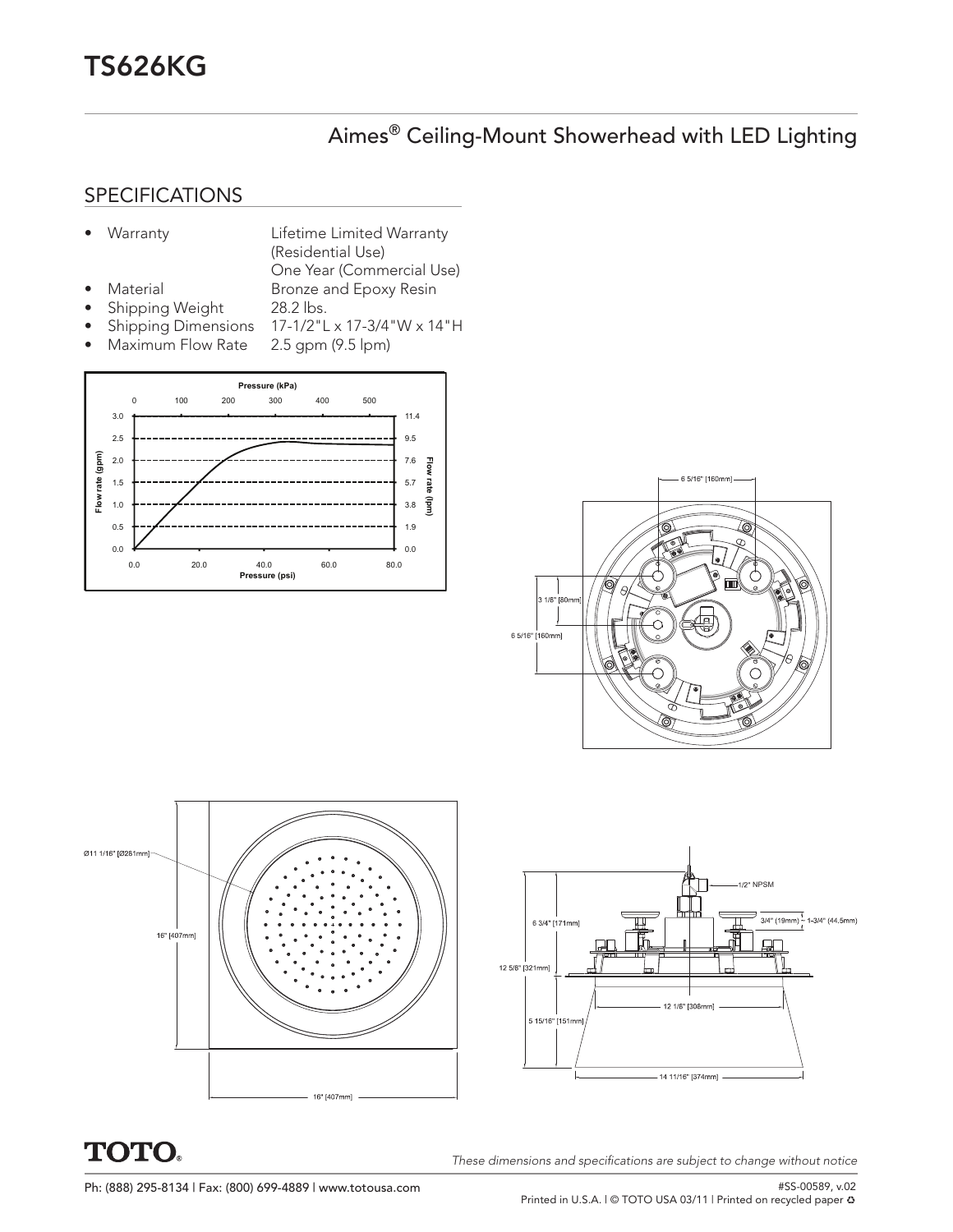# TS626KG

## Aimes® Ceiling-Mount Showerhead with LED Lighting

### SPECIFICATIONS

- Warranty: Lifetime Limited Warranty (Residential Use), One Year (Commercial Use)
- Material: Bronze and Epoxy Resin
- Shipping Weight: 28.2 lbs.
- Shipping Dimensions: 17-1/2"L x 17-3/4"W x 14"H
- Maximum Flow Rate: 2.5 gpm (9.5 lpm)

Pressure (kPa)
0 100 200 300 400 500
Flow rate (gpm)
3.0 2.5 2.0 1.5 1.0 0.5 0.0
Flow rate (lpm)
11.4 9.5 7.6 5.7 3.8 1.9 0.0
0.0 20.0 40.0 60.0 80.0
Pressure (psi)

6 5/16" [160mm]
3 1/8" [80mm]
6 5/16" [160mm]

Ø11 1/16" [Ø281mm]
16" [407mm]
16" [407mm]

1/2" NPSM
3/4" (19mm) ~ 1-3/4" (44.5mm)
6 3/4" [171mm]
12 5/8" [321mm]
5 15/16" [151mm]
12 1/8" [308mm]
14 11/16" [374mm]

TOTO®

*These dimensions and specifications are subject to change without notice*

Ph: (888) 295-8134 | Fax: (800) 699-4889 | www.totousa.com

#SS-00589, v.02
Printed in U.S.A. | © TOTO USA 03/11 | Printed on recycled paper ♻